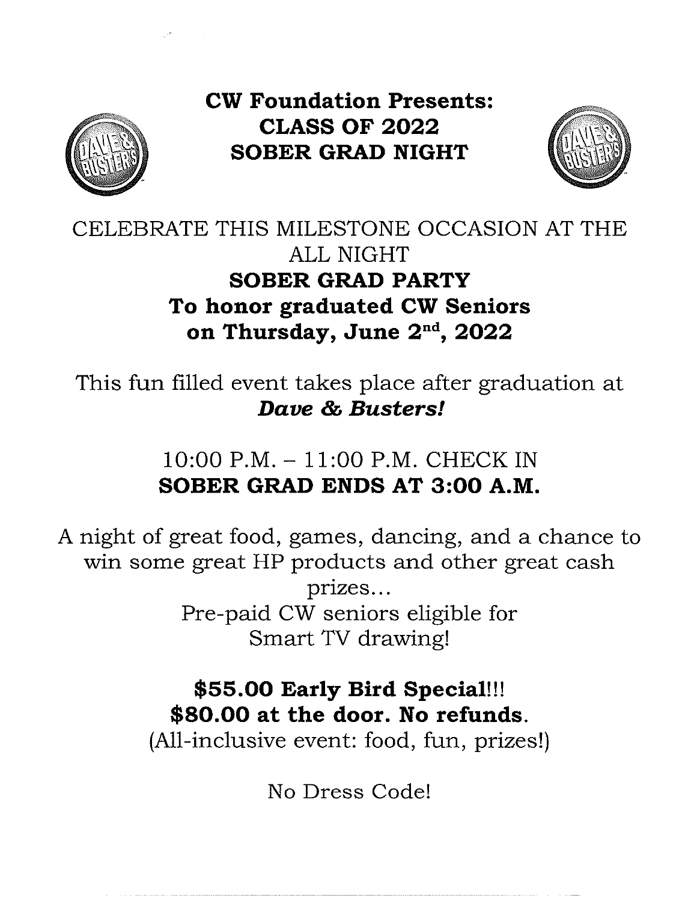# CW Foundation Presents:
# CLASS OF 2022
# SOBER GRAD NIGHT

CELEBRATE THIS MILESTONE OCCASION AT THE ALL NIGHT

**SOBER GRAD PARTY**
**To honor graduated CW Seniors**
**on Thursday, June 2nd, 2022**

This fun filled event takes place after graduation at ***Dave & Busters!***

10:00 P.M. – 11:00 P.M. CHECK IN
**SOBER GRAD ENDS AT 3:00 A.M.**

A night of great food, games, dancing, and a chance to win some great HP products and other great cash prizes…
Pre-paid CW seniors eligible for Smart TV drawing!

**$55.00 Early Bird Special!!!**
**$80.00 at the door. No refunds.**
(All-inclusive event: food, fun, prizes!)

No Dress Code!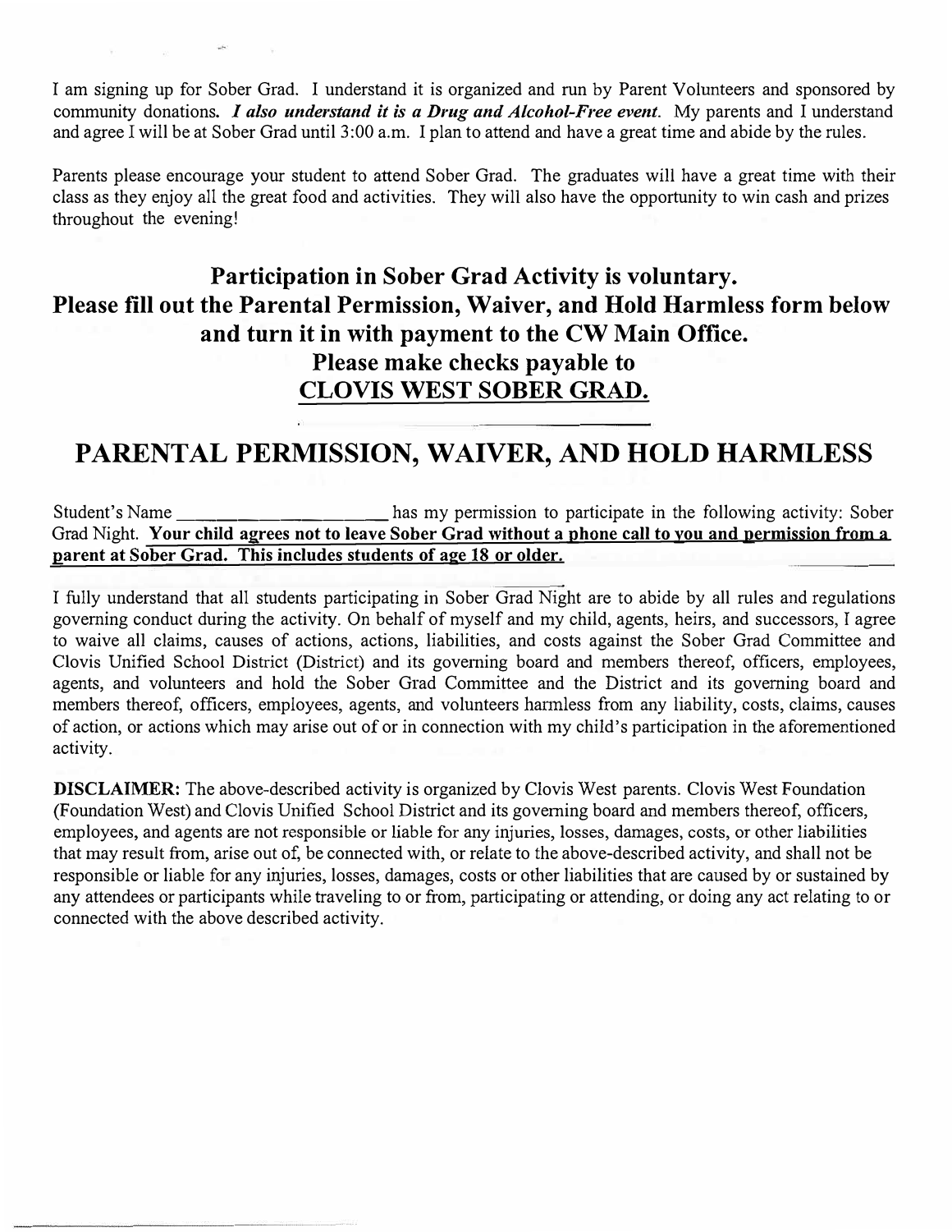I am signing up for Sober Grad. I understand it is organized and run by Parent Volunteers and sponsored by community donations. ***I also understand it is a Drug and Alcohol-Free event.*** My parents and I understand and agree I will be at Sober Grad until 3:00 a.m. I plan to attend and have a great time and abide by the rules.

Parents please encourage your student to attend Sober Grad. The graduates will have a great time with their class as they enjoy all the great food and activities. They will also have the opportunity to win cash and prizes throughout the evening!

**Participation in Sober Grad Activity is voluntary.**
**Please fill out the Parental Permission, Waiver, and Hold Harmless form below and turn it in with payment to the CW Main Office.**
**Please make checks payable to**
**<u>CLOVIS WEST SOBER GRAD.</u>**

## PARENTAL PERMISSION, WAIVER, AND HOLD HARMLESS

Student's Name ______________________ has my permission to participate in the following activity: Sober Grad Night. **<u>Your child agrees not to leave Sober Grad without a phone call to you and permission from a parent at Sober Grad. This includes students of age 18 or older.</u>**

I fully understand that all students participating in Sober Grad Night are to abide by all rules and regulations governing conduct during the activity. On behalf of myself and my child, agents, heirs, and successors, I agree to waive all claims, causes of actions, actions, liabilities, and costs against the Sober Grad Committee and Clovis Unified School District (District) and its governing board and members thereof, officers, employees, agents, and volunteers and hold the Sober Grad Committee and the District and its governing board and members thereof, officers, employees, agents, and volunteers harmless from any liability, costs, claims, causes of action, or actions which may arise out of or in connection with my child's participation in the aforementioned activity.

**DISCLAIMER:** The above-described activity is organized by Clovis West parents. Clovis West Foundation (Foundation West) and Clovis Unified School District and its governing board and members thereof, officers, employees, and agents are not responsible or liable for any injuries, losses, damages, costs, or other liabilities that may result from, arise out of, be connected with, or relate to the above-described activity, and shall not be responsible or liable for any injuries, losses, damages, costs or other liabilities that are caused by or sustained by any attendees or participants while traveling to or from, participating or attending, or doing any act relating to or connected with the above described activity.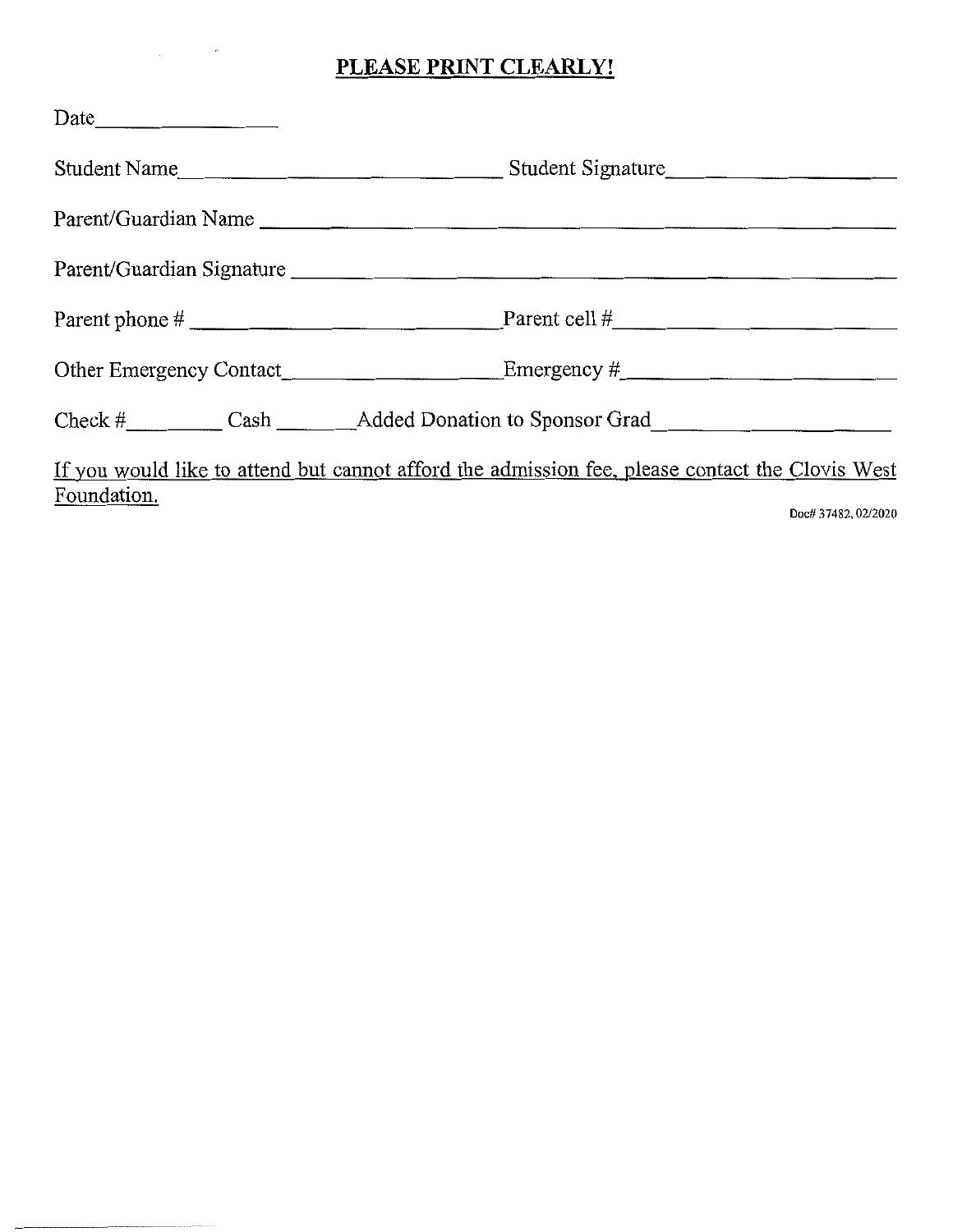**PLEASE PRINT CLEARLY!**

Date_______________

Student Name___________________________ Student Signature____________________

Parent/Guardian Name ______________________________________________________

Parent/Guardian Signature ___________________________________________________

Parent phone # ___________________________Parent cell #_______________________

Other Emergency Contact___________________Emergency #_______________________

Check #________ Cash _______Added Donation to Sponsor Grad____________________

If you would like to attend but cannot afford the admission fee, please contact the Clovis West Foundation.

Doc# 37482, 02/2020